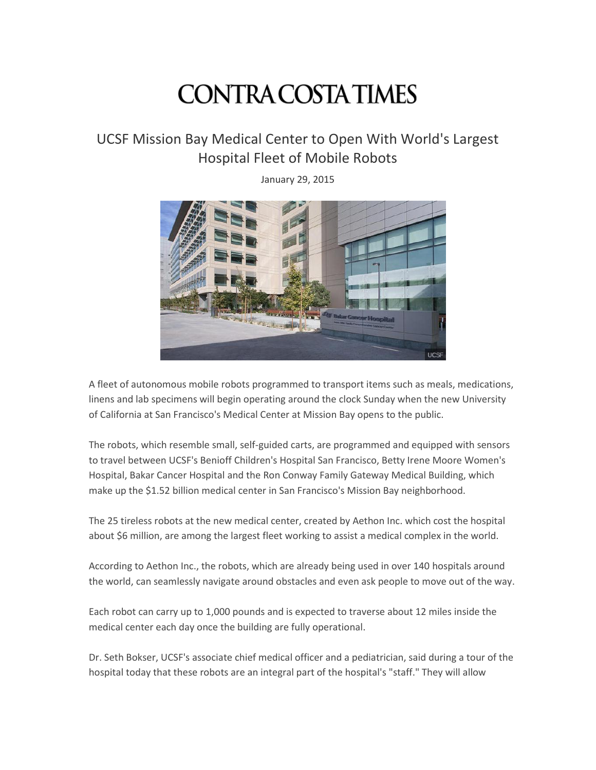# CONTRA COSTA TIMES

## UCSF Mission Bay Medical Center to Open With World's Largest Hospital Fleet of Mobile Robots

January 29, 2015

A fleet of autonomous mobile robots programmed to transport items such as meals, medications, linens and lab specimens will begin operating around the clock Sunday when the new University of California at San Francisco's Medical Center at Mission Bay opens to the public.

The robots, which resemble small, self-guided carts, are programmed and equipped with sensors to travel between UCSF's Benioff Children's Hospital San Francisco, Betty Irene Moore Women's Hospital, Bakar Cancer Hospital and the Ron Conway Family Gateway Medical Building, which make up the $1.52 billion medical center in San Francisco's Mission Bay neighborhood.

The 25 tireless robots at the new medical center, created by Aethon Inc. which cost the hospital about $6 million, are among the largest fleet working to assist a medical complex in the world.

According to Aethon Inc., the robots, which are already being used in over 140 hospitals around the world, can seamlessly navigate around obstacles and even ask people to move out of the way.

Each robot can carry up to 1,000 pounds and is expected to traverse about 12 miles inside the medical center each day once the building are fully operational.

Dr. Seth Bokser, UCSF's associate chief medical officer and a pediatrician, said during a tour of the hospital today that these robots are an integral part of the hospital's "staff." They will allow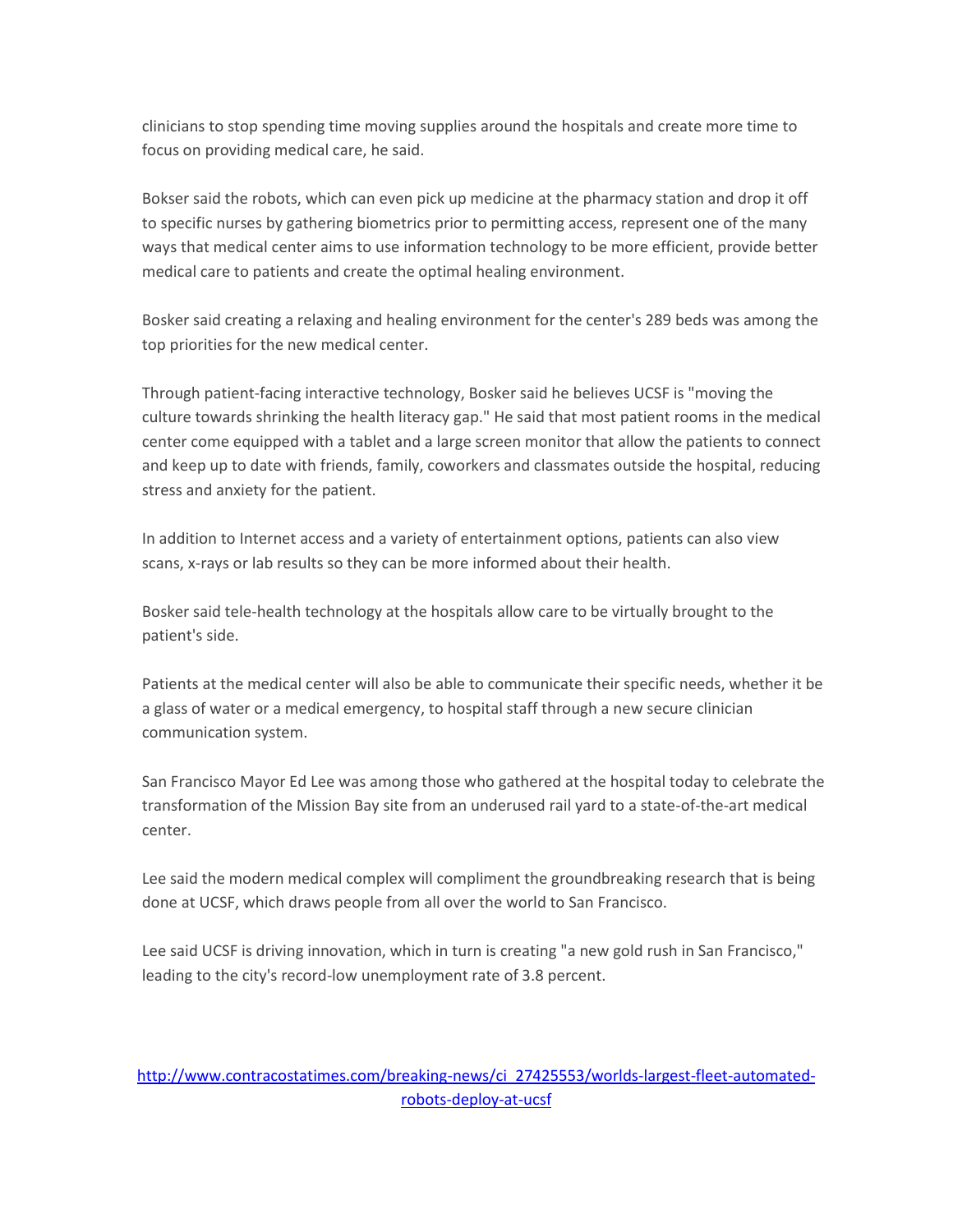clinicians to stop spending time moving supplies around the hospitals and create more time to focus on providing medical care, he said.

Bokser said the robots, which can even pick up medicine at the pharmacy station and drop it off to specific nurses by gathering biometrics prior to permitting access, represent one of the many ways that medical center aims to use information technology to be more efficient, provide better medical care to patients and create the optimal healing environment.

Bosker said creating a relaxing and healing environment for the center's 289 beds was among the top priorities for the new medical center.

Through patient-facing interactive technology, Bosker said he believes UCSF is "moving the culture towards shrinking the health literacy gap." He said that most patient rooms in the medical center come equipped with a tablet and a large screen monitor that allow the patients to connect and keep up to date with friends, family, coworkers and classmates outside the hospital, reducing stress and anxiety for the patient.

In addition to Internet access and a variety of entertainment options, patients can also view scans, x-rays or lab results so they can be more informed about their health.

Bosker said tele-health technology at the hospitals allow care to be virtually brought to the patient's side.

Patients at the medical center will also be able to communicate their specific needs, whether it be a glass of water or a medical emergency, to hospital staff through a new secure clinician communication system.

San Francisco Mayor Ed Lee was among those who gathered at the hospital today to celebrate the transformation of the Mission Bay site from an underused rail yard to a state-of-the-art medical center.

Lee said the modern medical complex will compliment the groundbreaking research that is being done at UCSF, which draws people from all over the world to San Francisco.

Lee said UCSF is driving innovation, which in turn is creating "a new gold rush in San Francisco," leading to the city's record-low unemployment rate of 3.8 percent.

http://www.contracostatimes.com/breaking-news/ci_27425553/worlds-largest-fleet-automated-robots-deploy-at-ucsf